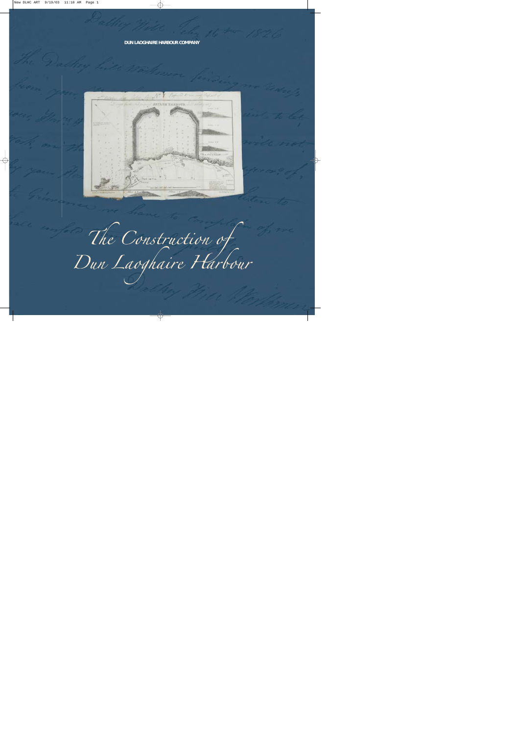DUN LAOGHAIRE HARBOUR COMPANY

# The Construction of Dun Laoghaire Harbour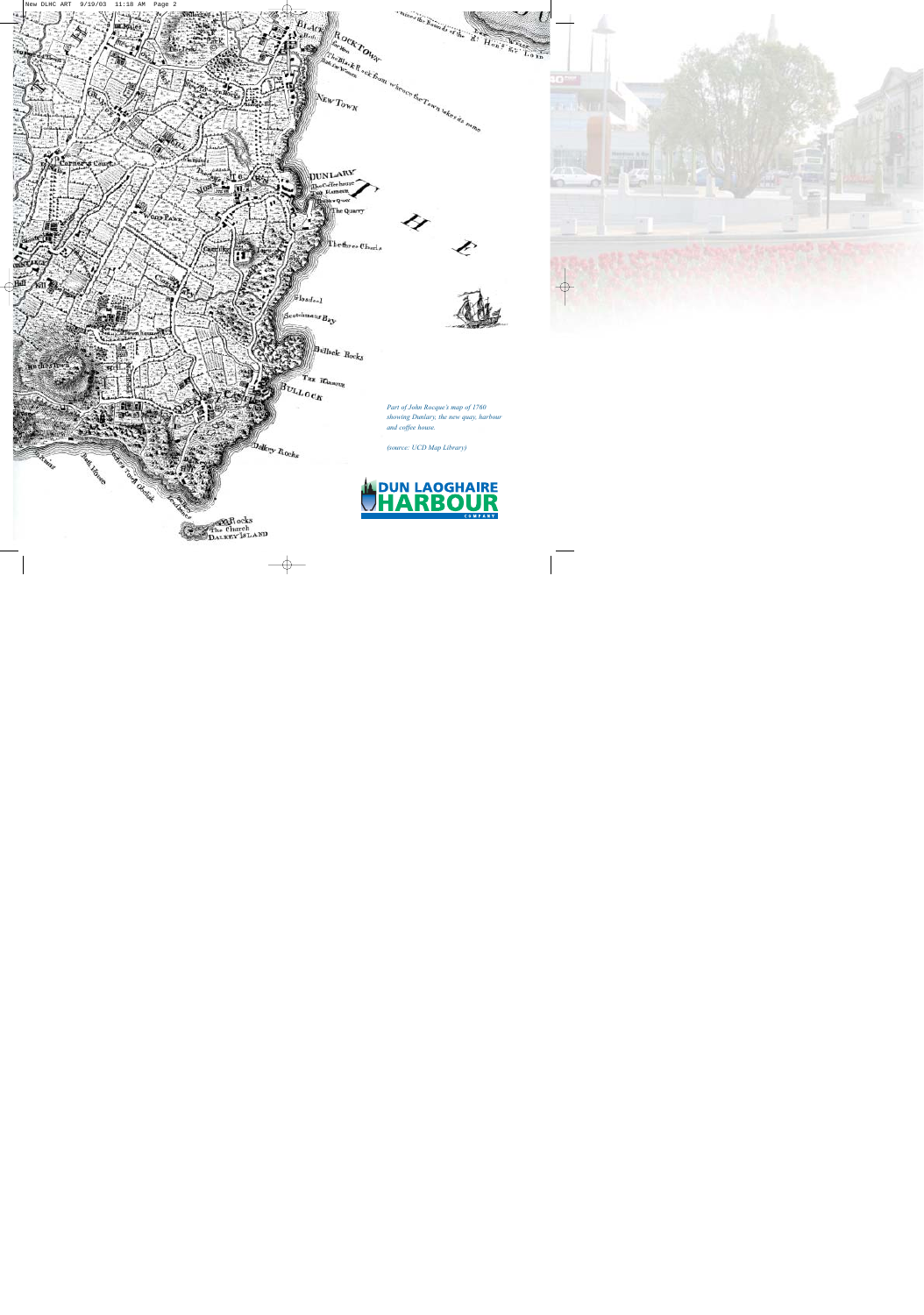*Part of John Rocque's map of 1760 showing Dunlary, the new quay, harbour and coffee house.*

*(source: UCD Map Library)*

DUN LAOGHAIRE HARBOUR COMPANY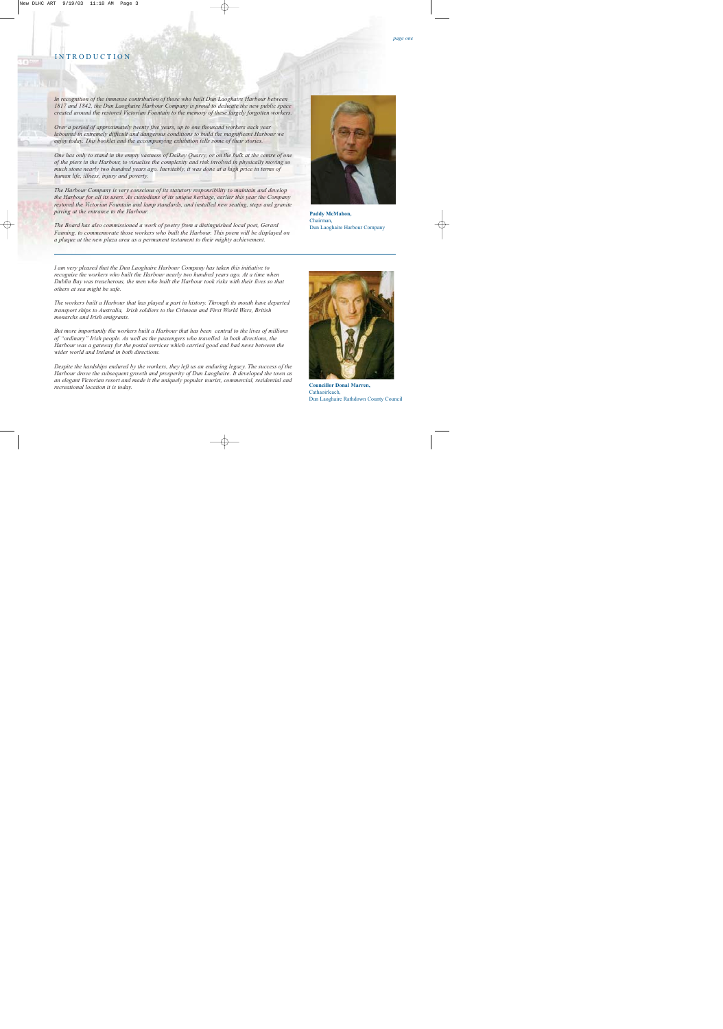## INTRODUCTION

*In recognition of the immense contribution of those who built Dun Laoghaire Harbour between 1817 and 1842, the Dun Laoghaire Harbour Company is proud to dedicate the new public space created around the restored Victorian Fountain to the memory of these largely forgotten workers.*

*Over a period of approximately twenty five years, up to one thousand workers each year laboured in extremely difficult and dangerous conditions to build the magnificent Harbour we enjoy today. This booklet and the accompanying exhibition tells some of their stories.*

*One has only to stand in the empty vastness of Dalkey Quarry, or on the bulk at the centre of one of the piers in the Harbour, to visualise the complexity and risk involved in physically moving so much stone nearly two hundred years ago. Inevitably, it was done at a high price in terms of human life, illness, injury and poverty.*

*The Harbour Company is very conscious of its statutory responsibility to maintain and develop the Harbour for all its users. As custodians of its unique heritage, earlier this year the Company restored the Victorian Fountain and lamp standards, and installed new seating, steps and granite paving at the entrance to the Harbour.*

*The Board has also commissioned a work of poetry from a distinguished local poet, Gerard Fanning, to commemorate those workers who built the Harbour. This poem will be displayed on a plaque at the new plaza area as a permanent testament to their mighty achievement.*

**Paddy McMahon,**
Chairman,
Dun Laoghaire Harbour Company

---

*I am very pleased that the Dun Laoghaire Harbour Company has taken this initiative to recognise the workers who built the Harbour nearly two hundred years ago. At a time when Dublin Bay was treacherous, the men who built the Harbour took risks with their lives so that others at sea might be safe.*

*The workers built a Harbour that has played a part in history. Through its mouth have departed transport ships to Australia, Irish soldiers to the Crimean and First World Wars, British monarchs and Irish emigrants.*

*But more importantly the workers built a Harbour that has been central to the lives of millions of "ordinary" Irish people. As well as the passengers who travelled in both directions, the Harbour was a gateway for the postal services which carried good and bad news between the wider world and Ireland in both directions.*

*Despite the hardships endured by the workers, they left us an enduring legacy. The success of the Harbour drove the subsequent growth and prosperity of Dun Laoghaire. It developed the town as an elegant Victorian resort and made it the uniquely popular tourist, commercial, residential and recreational location it is today.*

**Councillor Donal Marren,**
Cathaoirleach,
Dun Laoghaire Rathdown County Council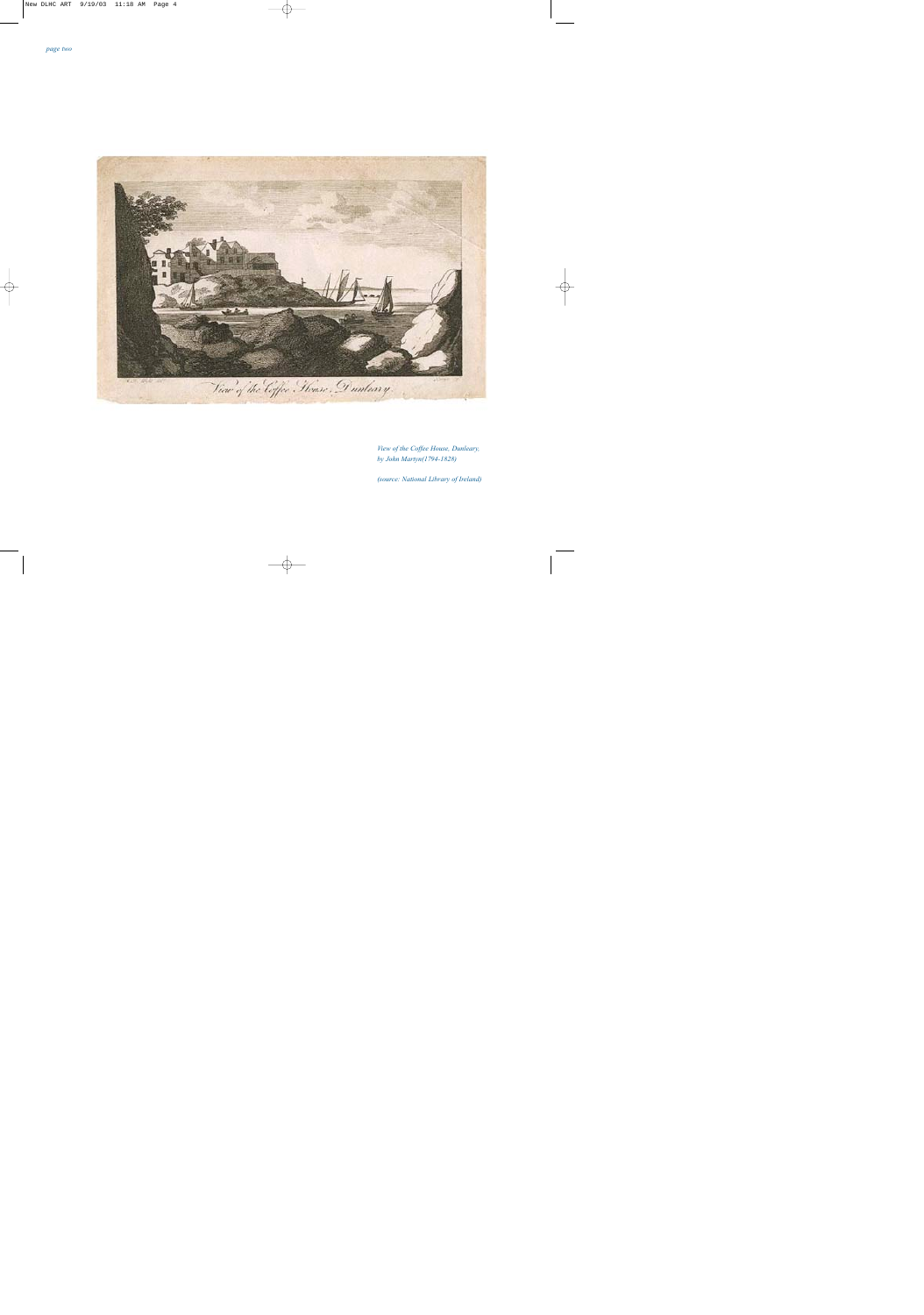View of the Coffee House, Dunleary.

*View of the Coffee House, Dunleary, by John Martyn(1794-1828)*

*(source: National Library of Ireland)*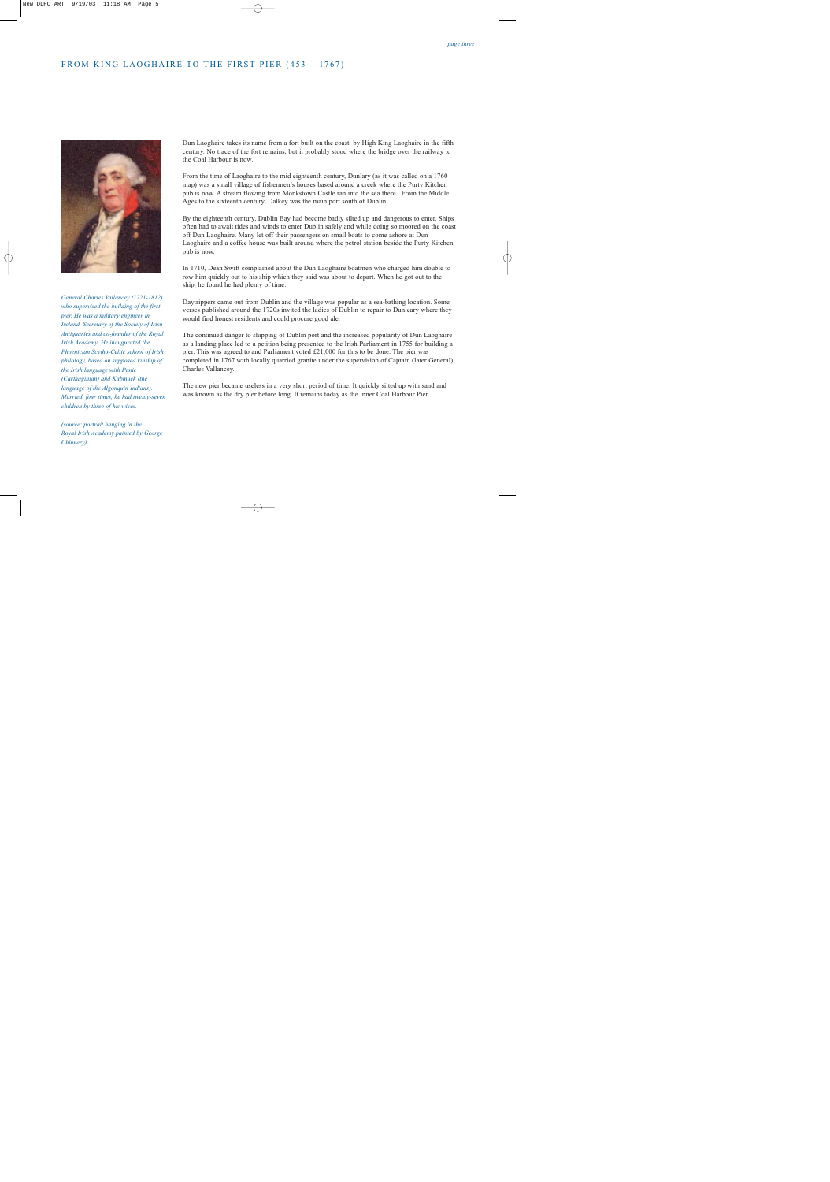## FROM KING LAOGHAIRE TO THE FIRST PIER (453 – 1767)

*General Charles Vallancey (1721-1812) who supervised the building of the first pier. He was a military engineer in Ireland, Secretary of the Society of Irish Antiquaries and co-founder of the Royal Irish Academy. He inaugurated the Phoenician Scytho-Celtic school of Irish philology, based on supposed kinship of the Irish language with Punic (Carthaginian) and Kalmuck (the language of the Algonquin Indians). Married four times, he had twenty-seven children by three of his wives.*

*(source: portrait hanging in the Royal Irish Academy painted by George Chinnery)*

Dun Laoghaire takes its name from a fort built on the coast by High King Laoghaire in the fifth century. No trace of the fort remains, but it probably stood where the bridge over the railway to the Coal Harbour is now.

From the time of Laoghaire to the mid eighteenth century, Dunlary (as it was called on a 1760 map) was a small village of fishermen's houses based around a creek where the Purty Kitchen pub is now. A stream flowing from Monkstown Castle ran into the sea there. From the Middle Ages to the sixteenth century, Dalkey was the main port south of Dublin.

By the eighteenth century, Dublin Bay had become badly silted up and dangerous to enter. Ships often had to await tides and winds to enter Dublin safely and while doing so moored on the coast off Dun Laoghaire. Many let off their passengers on small boats to come ashore at Dun Laoghaire and a coffee house was built around where the petrol station beside the Purty Kitchen pub is now.

In 1710, Dean Swift complained about the Dun Laoghaire boatmen who charged him double to row him quickly out to his ship which they said was about to depart. When he got out to the ship, he found he had plenty of time.

Daytrippers came out from Dublin and the village was popular as a sea-bathing location. Some verses published around the 1720s invited the ladies of Dublin to repair to Dunleary where they would find honest residents and could procure good ale.

The continued danger to shipping of Dublin port and the increased popularity of Dun Laoghaire as a landing place led to a petition being presented to the Irish Parliament in 1755 for building a pier. This was agreed to and Parliament voted £21,000 for this to be done. The pier was completed in 1767 with locally quarried granite under the supervision of Captain (later General) Charles Vallancey.

The new pier became useless in a very short period of time. It quickly silted up with sand and was known as the dry pier before long. It remains today as the Inner Coal Harbour Pier.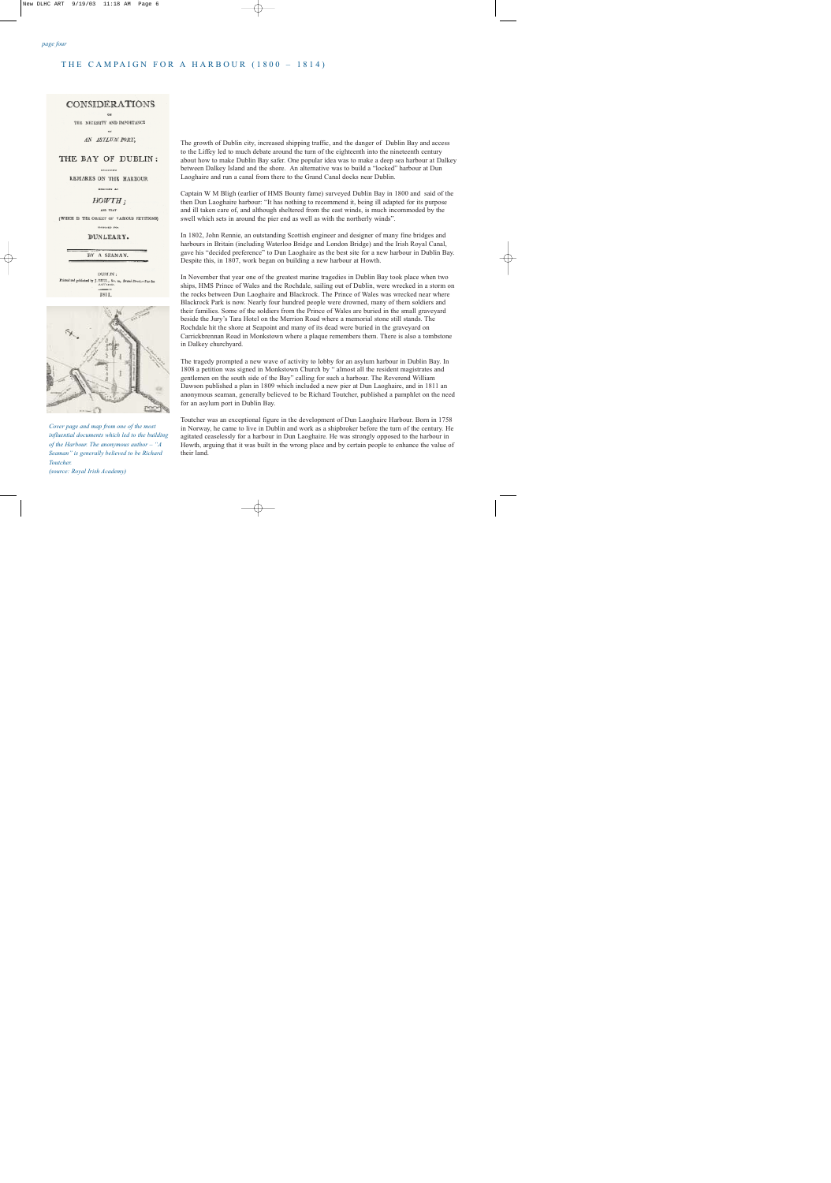## THE CAMPAIGN FOR A HARBOUR (1800 – 1814)

CONSIDERATIONS

ON

THE NECESSITY AND IMPORTANCE

OF

AN ASYLUM PORT,

IN

THE BAY OF DUBLIN:

INCLUDING

REMARKS ON THE HARBOUR

EXECUTED AT

HOWTH;

AND THAT

(WHICH IS THE OBJECT OF VARIOUS PETITIONS)

PROPOSED FOR

DUNLEARY.

BY A SEAMAN.

DUBLIN:

Printed and published by J. ... Street.—For the AUTHOR.

1811.

*Cover page and map from one of the most influential documents which led to the building of the Harbour. The anonymous author – "A Seaman" is generally believed to be Richard Toutcher. (source: Royal Irish Academy)*

The growth of Dublin city, increased shipping traffic, and the danger of Dublin Bay and access to the Liffey led to much debate around the turn of the eighteenth into the nineteenth century about how to make Dublin Bay safer. One popular idea was to make a deep sea harbour at Dalkey between Dalkey Island and the shore. An alternative was to build a "locked" harbour at Dun Laoghaire and run a canal from there to the Grand Canal docks near Dublin.

Captain W M Bligh (earlier of HMS Bounty fame) surveyed Dublin Bay in 1800 and said of the then Dun Laoghaire harbour: "It has nothing to recommend it, being ill adapted for its purpose and ill taken care of, and although sheltered from the east winds, is much incommoded by the swell which sets in around the pier end as well as with the northerly winds".

In 1802, John Rennie, an outstanding Scottish engineer and designer of many fine bridges and harbours in Britain (including Waterloo Bridge and London Bridge) and the Irish Royal Canal, gave his "decided preference" to Dun Laoghaire as the best site for a new harbour in Dublin Bay. Despite this, in 1807, work began on building a new harbour at Howth.

In November that year one of the greatest marine tragedies in Dublin Bay took place when two ships, HMS Prince of Wales and the Rochdale, sailing out of Dublin, were wrecked in a storm on the rocks between Dun Laoghaire and Blackrock. The Prince of Wales was wrecked near where Blackrock Park is now. Nearly four hundred people were drowned, many of them soldiers and their families. Some of the soldiers from the Prince of Wales are buried in the small graveyard beside the Jury's Tara Hotel on the Merrion Road where a memorial stone still stands. The Rochdale hit the shore at Seapoint and many of its dead were buried in the graveyard on Carrickbrennan Road in Monkstown where a plaque remembers them. There is also a tombstone in Dalkey churchyard.

The tragedy prompted a new wave of activity to lobby for an asylum harbour in Dublin Bay. In 1808 a petition was signed in Monkstown Church by " almost all the resident magistrates and gentlemen on the south side of the Bay" calling for such a harbour. The Reverend William Dawson published a plan in 1809 which included a new pier at Dun Laoghaire, and in 1811 an anonymous seaman, generally believed to be Richard Toutcher, published a pamphlet on the need for an asylum port in Dublin Bay.

Toutcher was an exceptional figure in the development of Dun Laoghaire Harbour. Born in 1758 in Norway, he came to live in Dublin and work as a shipbroker before the turn of the century. He agitated ceaselessly for a harbour in Dun Laoghaire. He was strongly opposed to the harbour in Howth, arguing that it was built in the wrong place and by certain people to enhance the value of their land.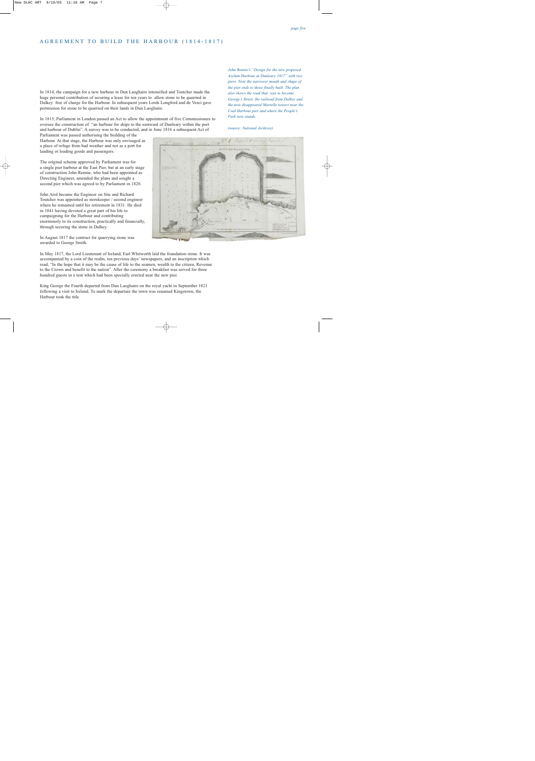## AGREEMENT TO BUILD THE HARBOUR (1814-1817)

In 1814, the campaign for a new harbour in Dun Laoghaire intensified and Toutcher made the huge personal contribution of securing a lease for ten years to allow stone to be quarried in Dalkey free of charge for the Harbour. In subsequent years Lords Longford and de Vesci gave permission for stone to be quarried on their lands in Dun Laoghaire.

In 1815, Parliament in London passed an Act to allow the appointment of five Commissioners to oversee the construction of "an harbour for ships to the eastward of Dunleary within the port and harbour of Dublin". A survey was to be conducted, and in June 1816 a subsequent Act of Parliament was passed authorising the building of the Harbour. At that stage, the Harbour was only envisaged as a place of refuge from bad weather and not as a port for landing or loading goods and passengers.

The original scheme approved by Parliament was for a single pier harbour at the East Pier, but at an early stage of construction John Rennie, who had been appointed as Directing Engineer, amended the plans and sought a second pier which was agreed to by Parliament in 1820.

John Aird became the Engineer on Site and Richard Toutcher was appointed as storekeeper / second engineer where he remained until his retirement in 1831. He died in 1841 having devoted a great part of his life to campaigning for the Harbour and contributing enormously to its construction, practically and financially, through securing the stone in Dalkey.

In August 1817 the contract for quarrying stone was awarded to George Smith.

In May 1817, the Lord Lieutenant of Ireland, Earl Whitworth laid the foundation stone. It was accompanied by a coin of the realm, ten previous days' newspapers, and an inscription which read; "In the hope that it may be the cause of life to the seamen, wealth to the citizen, Revenue to the Crown and benefit to the nation". After the ceremony a breakfast was served for three hundred guests in a tent which had been specially erected near the new pier.

King George the Fourth departed from Dun Laoghaire on the royal yacht in September 1821 following a visit to Ireland. To mark the departure the town was renamed Kingstown, the Harbour took the title

*John Rennie's "Design for the new proposed Asylum Harbour at Dunleary 1817" with two piers. Note the narrower mouth and shape of the pier ends to those finally built. The plan also shows the road that was to become George's Street, the railroad from Dalkey and the now disappeared Martello towers near the Coal Harbour pier and where the People's Park now stands.*

*(source: National Archives)*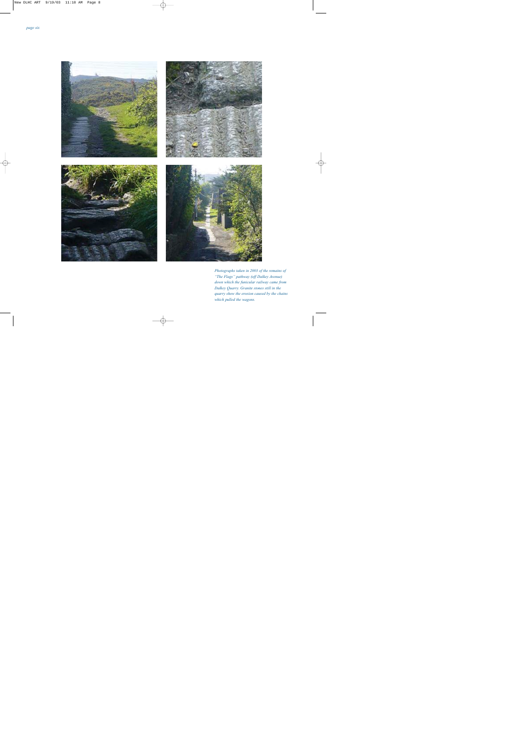*Photographs taken in 2003 of the remains of "The Flags" pathway (off Dalkey Avenue) down which the funicular railway came from Dalkey Quarry. Granite stones still in the quarry show the erosion caused by the chains which pulled the wagons.*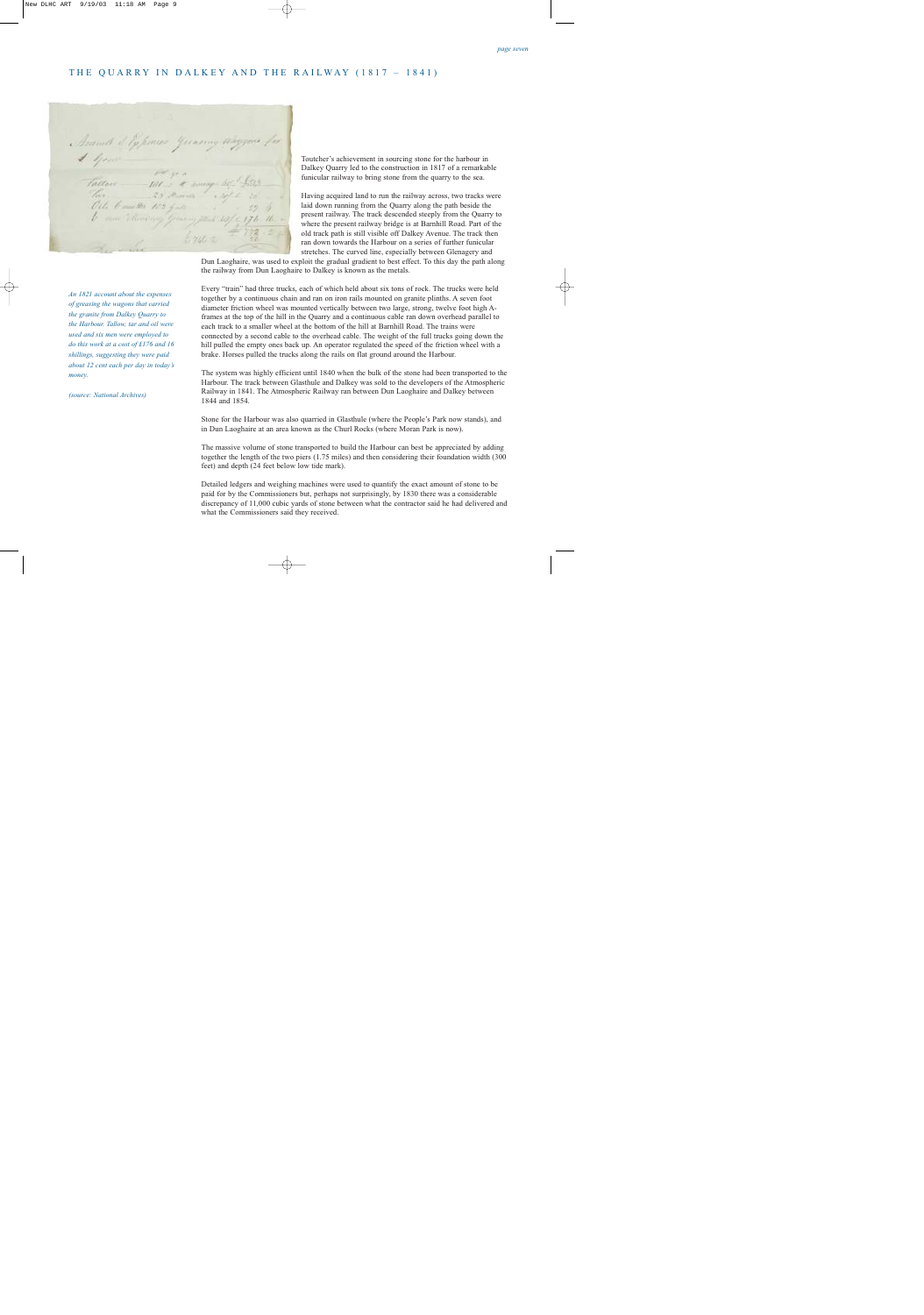# THE QUARRY IN DALKEY AND THE RAILWAY (1817 – 1841)

*An 1821 account about the expenses of greasing the wagons that carried the granite from Dalkey Quarry to the Harbour. Tallow, tar and oil were used and six men were employed to do this work at a cost of £176 and 16 shillings, suggesting they were paid about 12 cent each per day in today's money.*

*(source: National Archives)*

Toutcher's achievement in sourcing stone for the harbour in Dalkey Quarry led to the construction in 1817 of a remarkable funicular railway to bring stone from the quarry to the sea.

Having acquired land to run the railway across, two tracks were laid down running from the Quarry along the path beside the present railway. The track descended steeply from the Quarry to where the present railway bridge is at Barnhill Road. Part of the old track path is still visible off Dalkey Avenue. The track then ran down towards the Harbour on a series of further funicular stretches. The curved line, especially between Glenagery and Dun Laoghaire, was used to exploit the gradual gradient to best effect. To this day the path along the railway from Dun Laoghaire to Dalkey is known as the metals.

Every "train" had three trucks, each of which held about six tons of rock. The trucks were held together by a continuous chain and ran on iron rails mounted on granite plinths. A seven foot diameter friction wheel was mounted vertically between two large, strong, twelve foot high A-frames at the top of the hill in the Quarry and a continuous cable ran down overhead parallel to each track to a smaller wheel at the bottom of the hill at Barnhill Road. The trains were connected by a second cable to the overhead cable. The weight of the full trucks going down the hill pulled the empty ones back up. An operator regulated the speed of the friction wheel with a brake. Horses pulled the trucks along the rails on flat ground around the Harbour.

The system was highly efficient until 1840 when the bulk of the stone had been transported to the Harbour. The track between Glasthule and Dalkey was sold to the developers of the Atmospheric Railway in 1841. The Atmospheric Railway ran between Dun Laoghaire and Dalkey between 1844 and 1854.

Stone for the Harbour was also quarried in Glasthule (where the People's Park now stands), and in Dun Laoghaire at an area known as the Churl Rocks (where Moran Park is now).

The massive volume of stone transported to build the Harbour can best be appreciated by adding together the length of the two piers (1.75 miles) and then considering their foundation width (300 feet) and depth (24 feet below low tide mark).

Detailed ledgers and weighing machines were used to quantify the exact amount of stone to be paid for by the Commissioners but, perhaps not surprisingly, by 1830 there was a considerable discrepancy of 11,000 cubic yards of stone between what the contractor said he had delivered and what the Commissioners said they received.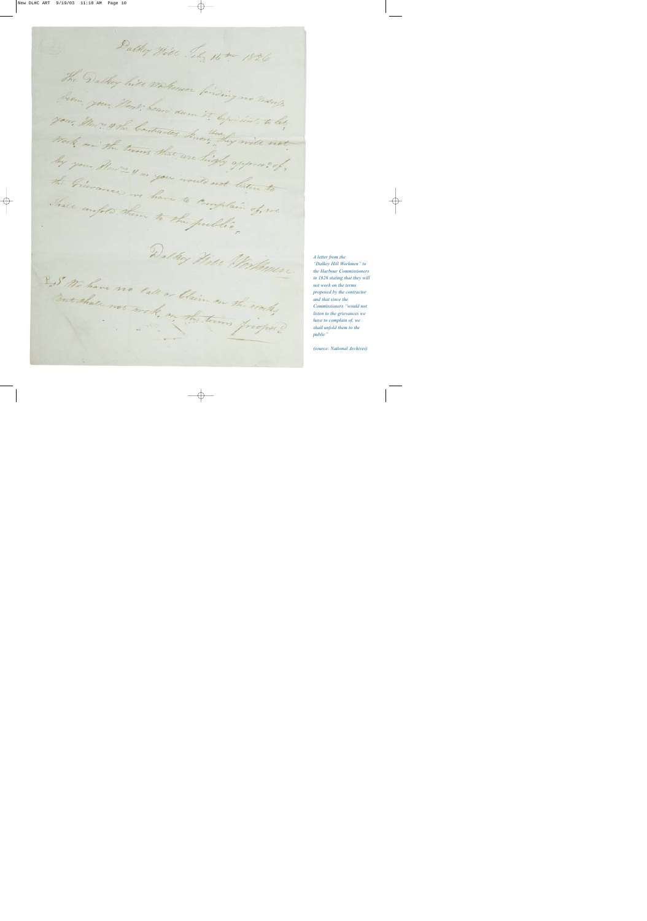Dalkey Hill, Feb. 16th 1826

The Dalkey hill workmen finding no redress from your Hon^rs. have deem'd expedient to let your Hon^rs & the Contractor know they will not work on the terms that are highly approv'd of by your Hon^rs & as you would not listen to the Grievances we have to complain of, we shall unfold them to the public.

Dalkey Hill Workmen

P.S. We have no call or claim on the works but shall not work on the terms propos'd

*A letter from the "Dalkey Hill Workmen" to the Harbour Commissioners in 1826 stating that they will not work on the terms proposed by the contractor and that since the Commissioners "would not listen to the grievances we have to complain of, we shall unfold them to the public"*

*(source: National Archives)*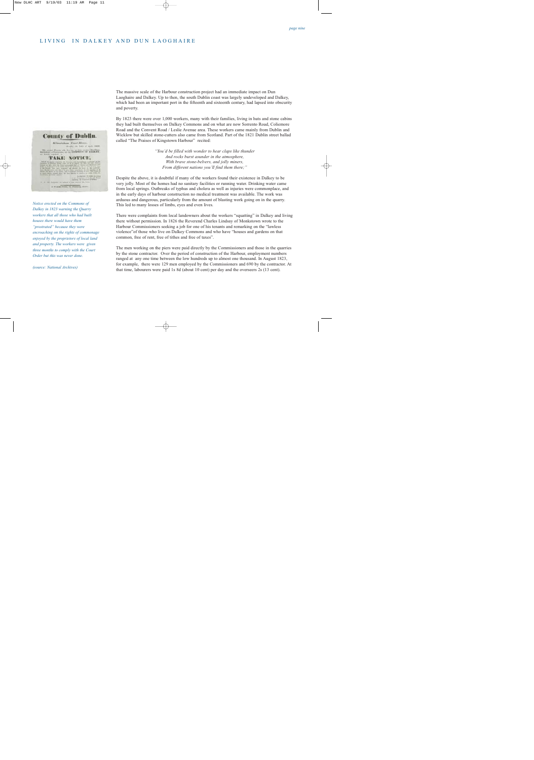The massive scale of the Harbour construction project had an immediate impact on Dun Laoghaire and Dalkey. Up to then, the south Dublin coast was largely undeveloped and Dalkey, which had been an important port in the fifteenth and sixteenth century, had lapsed into obscurity and poverty.

By 1823 there were over 1,000 workers, many with their families, living in huts and stone cabins they had built themselves on Dalkey Commons and on what are now Sorrento Road, Coliemore Road and the Convent Road / Leslie Avenue area. These workers came mainly from Dublin and Wicklow but skilled stone-cutters also came from Scotland. Part of the 1821 Dublin street ballad called "The Praises of Kingstown Harbour" recited:

> *"You'd be filled with wonder to hear claps like thunder*
> *And rocks burst asunder in the atmosphere,*
> *With brave stone-helvers, and jolly miners,*
> *From different nations you'll find them there;"*

Despite the above, it is doubtful if many of the workers found their existence in Dalkey to be very jolly. Most of the homes had no sanitary facilities or running water. Drinking water came from local springs. Outbreaks of typhus and cholera as well as injuries were commonplace, and in the early days of harbour construction no medical treatment was available. The work was arduous and dangerous, particularly from the amount of blasting work going on in the quarry. This led to many losses of limbs, eyes and even lives.

There were complaints from local landowners about the workers "squatting" in Dalkey and living there without permission. In 1826 the Reverend Charles Lindsay of Monkstown wrote to the Harbour Commissioners seeking a job for one of his tenants and remarking on the "lawless violence" of those who live on Dalkey Commons and who have "houses and gardens on that common, free of rent, free of tithes and free of taxes".

The men working on the piers were paid directly by the Commissioners and those in the quarries by the stone contractor. Over the period of construction of the Harbour, employment numbers ranged at any one time between the low hundreds up to almost one thousand. In August 1823, for example, there were 129 men employed by the Commissioners and 690 by the contractor. At that time, labourers were paid 1s 8d (about 10 cent) per day and the overseers 2s (13 cent).

*Notice erected on the Commons of Dalkey in 1823 warning the Quarry workers that all those who had built houses there would have them "prostrated" because they were encroaching on the rights of commonage enjoyed by the proprietors of local land and property. The workers were given three months to comply with the Court Order but this was never done.*

*(source: National Archives)*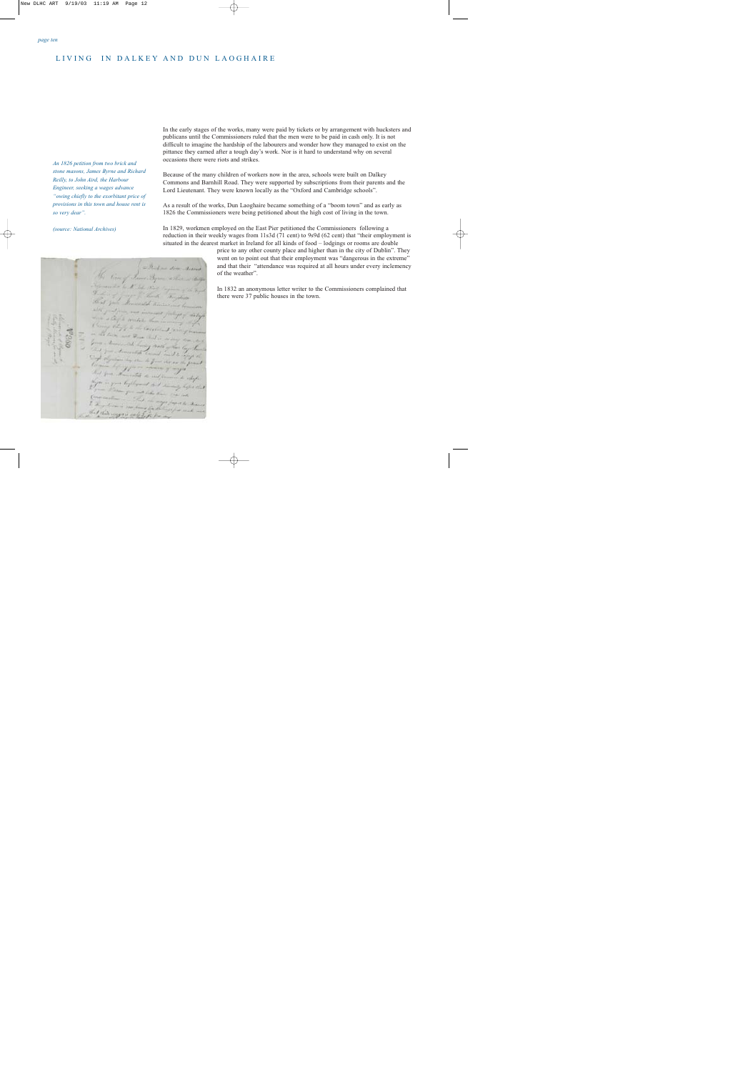In the early stages of the works, many were paid by tickets or by arrangement with hucksters and publicans until the Commissioners ruled that the men were to be paid in cash only. It is not difficult to imagine the hardship of the labourers and wonder how they managed to exist on the pittance they earned after a tough day's work. Nor is it hard to understand why on several occasions there were riots and strikes.

Because of the many children of workers now in the area, schools were built on Dalkey Commons and Barnhill Road. They were supported by subscriptions from their parents and the Lord Lieutenant. They were known locally as the "Oxford and Cambridge schools".

As a result of the works, Dun Laoghaire became something of a "boom town" and as early as 1826 the Commissioners were being petitioned about the high cost of living in the town.

In 1829, workmen employed on the East Pier petitioned the Commissioners following a reduction in their weekly wages from 11s3d (71 cent) to 9s9d (62 cent) that "their employment is situated in the dearest market in Ireland for all kinds of food – lodgings or rooms are double price to any other county place and higher than in the city of Dublin". They went on to point out that their employment was "dangerous in the extreme" and that their "attendance was required at all hours under every inclemency of the weather".

In 1832 an anonymous letter writer to the Commissioners complained that there were 37 public houses in the town.

*An 1826 petition from two brick and stone masons, James Byrne and Richard Reilly, to John Aird, the Harbour Engineer, seeking a wages advance "owing chiefly to the exorbitant price of provisions in this town and house rent is so very dear".*

*(source: National Archives)*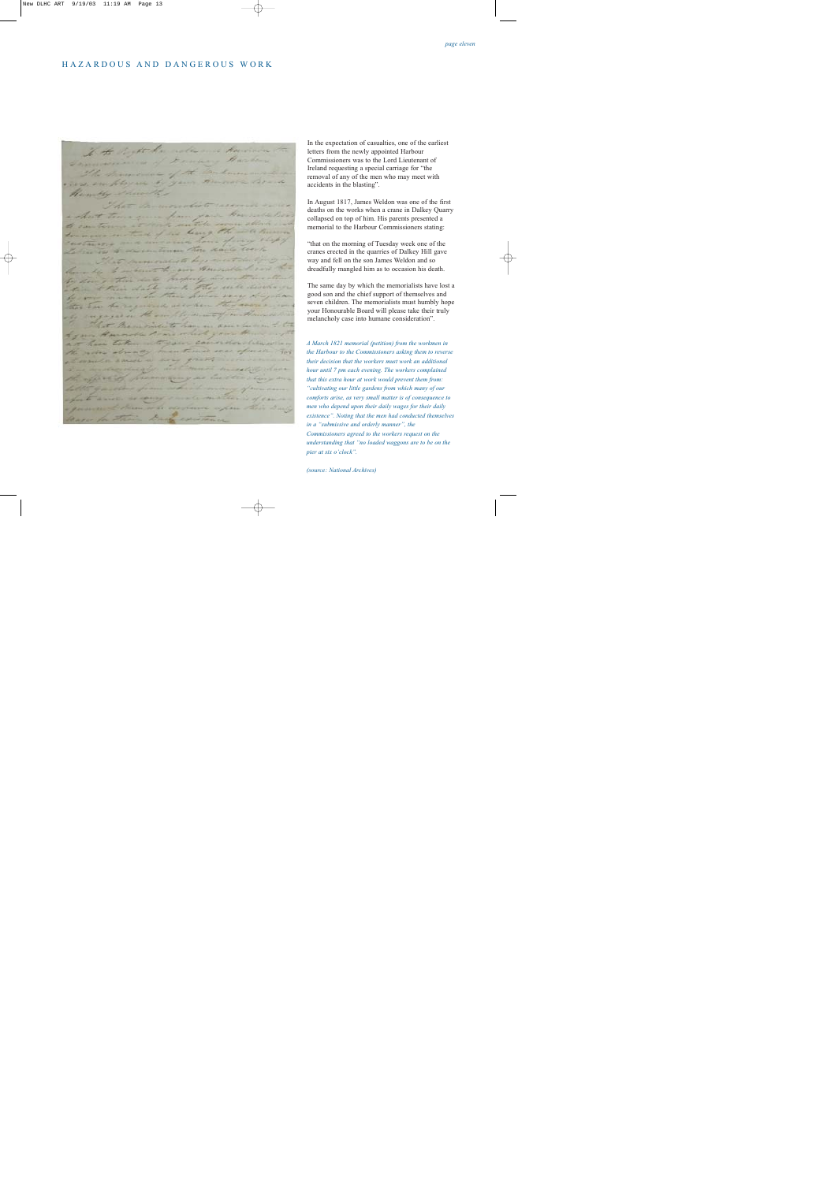## HAZARDOUS AND DANGEROUS WORK

In the expectation of casualties, one of the earliest letters from the newly appointed Harbour Commissioners was to the Lord Lieutenant of Ireland requesting a special carriage for "the removal of any of the men who may meet with accidents in the blasting".

In August 1817, James Weldon was one of the first deaths on the works when a crane in Dalkey Quarry collapsed on top of him. His parents presented a memorial to the Harbour Commissioners stating:

"that on the morning of Tuesday week one of the cranes erected in the quarries of Dalkey Hill gave way and fell on the son James Weldon and so dreadfully mangled him as to occasion his death.

The same day by which the memorialists have lost a good son and the chief support of themselves and seven children. The memorialists must humbly hope your Honourable Board will please take their truly melancholy case into humane consideration".

*A March 1821 memorial (petition) from the workmen in the Harbour to the Commissioners asking them to reverse their decision that the workers must work an additional hour until 7 pm each evening. The workers complained that this extra hour at work would prevent them from: "cultivating our little gardens from which many of our comforts arise, as very small matter is of consequence to men who depend upon their daily wages for their daily existence". Noting that the men had conducted themselves in a "submissive and orderly manner", the Commissioners agreed to the workers request on the understanding that "no loaded waggons are to be on the pier at six o'clock".*

*(source: National Archives)*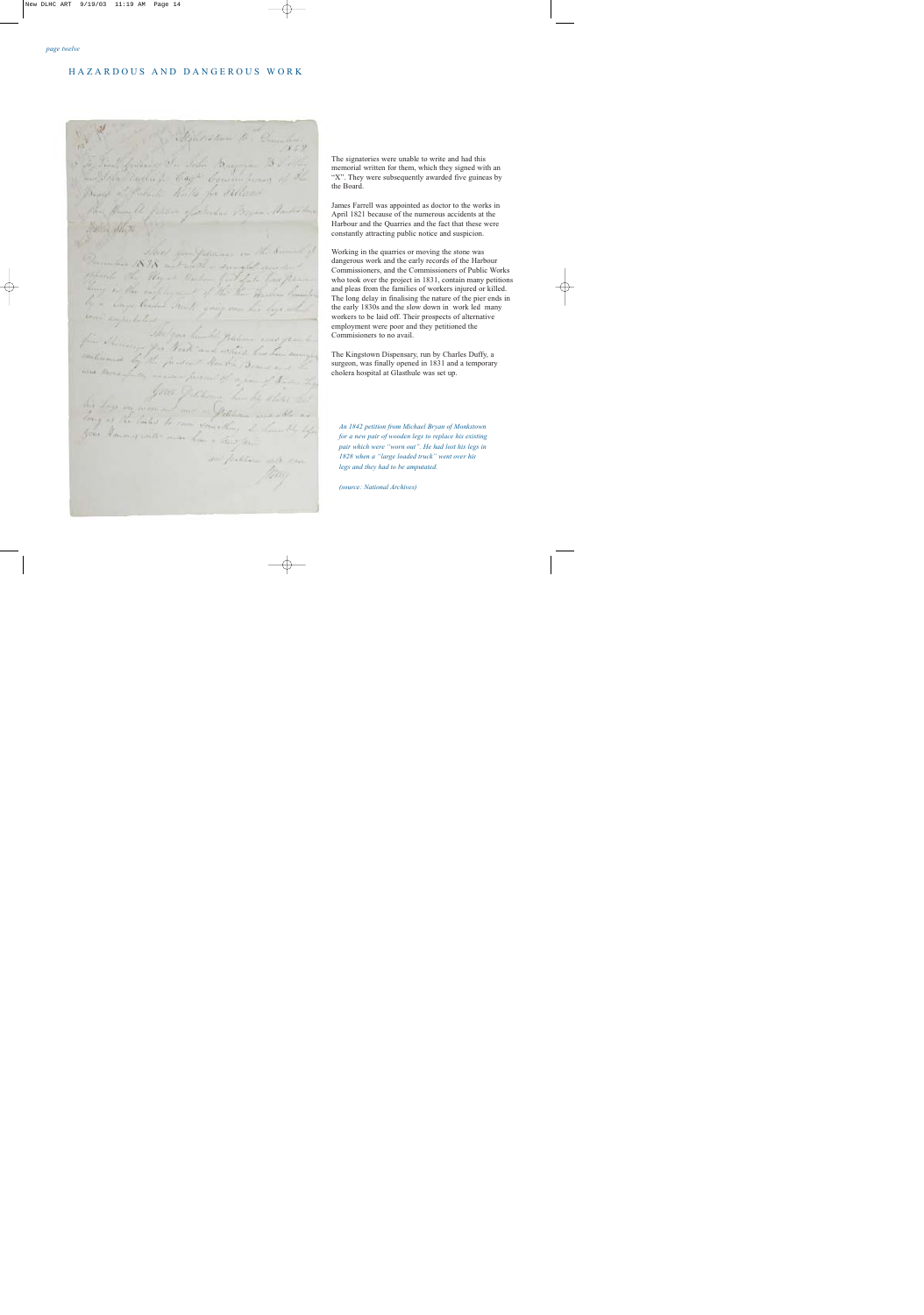## HAZARDOUS AND DANGEROUS WORK

The signatories were unable to write and had this memorial written for them, which they signed with an "X". They were subsequently awarded five guineas by the Board.

James Farrell was appointed as doctor to the works in April 1821 because of the numerous accidents at the Harbour and the Quarries and the fact that these were constantly attracting public notice and suspicion.

Working in the quarries or moving the stone was dangerous work and the early records of the Harbour Commissioners, and the Commissioners of Public Works who took over the project in 1831, contain many petitions and pleas from the families of workers injured or killed. The long delay in finalising the nature of the pier ends in the early 1830s and the slow down in work led many workers to be laid off. Their prospects of alternative employment were poor and they petitioned the Commisioners to no avail.

The Kingstown Dispensary, run by Charles Duffy, a surgeon, was finally opened in 1831 and a temporary cholera hospital at Glasthule was set up.

*An 1842 petition from Michael Bryan of Monkstown for a new pair of wooden legs to replace his existing pair which were "worn out". He had lost his legs in 1828 when a "large loaded truck" went over his legs and they had to be amputated.*

*(source: National Archives)*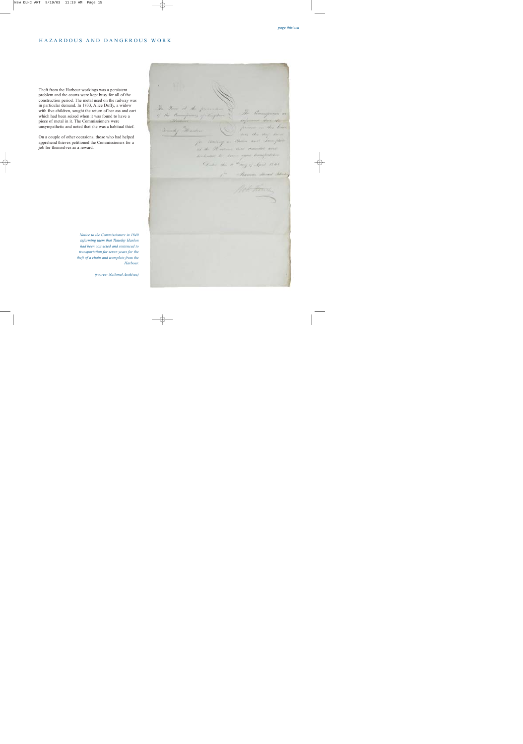## HAZARDOUS AND DANGEROUS WORK

Theft from the Harbour workings was a persistent problem and the courts were kept busy for all of the construction period. The metal used on the railway was in particular demand. In 1833, Alice Duffy, a widow with five children, sought the return of her ass and cart which had been seized when it was found to have a piece of metal in it. The Commissioners were unsympathetic and noted that she was a habitual thief.

On a couple of other occasions, those who had helped apprehend thieves petitioned the Commissioners for a job for themselves as a reward.

*Notice to the Commissioners in 1840 informing them that Timothy Hanlon had been convicted and sentenced to transportation for seven years for the theft of a chain and tramplate from the Harbour.*

*(source: National Archives)*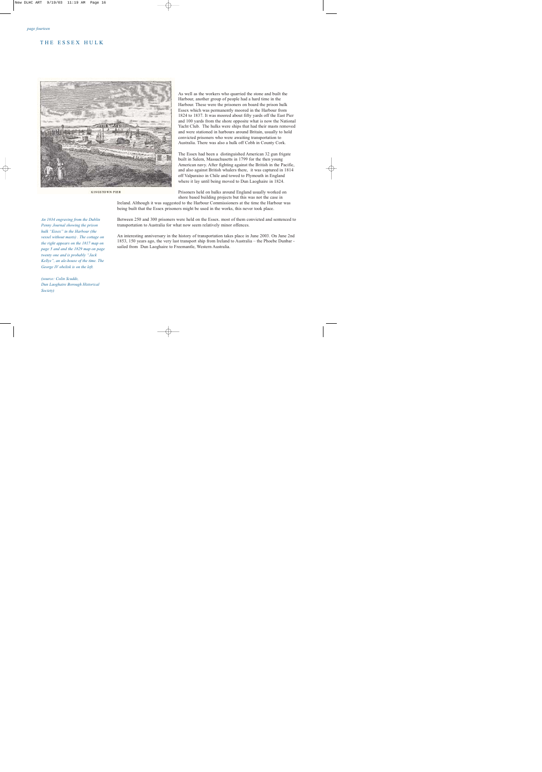# THE ESSEX HULK

KINGSTOWN PIER

*An 1834 engraving from the Dublin Penny Journal showing the prison hulk "Essex" in the Harbour (the vessel without masts) . The cottage on the right appears on the 1817 map on page 5 and and the 1829 map on page twenty one and is probably "Jack Kellys", an ale-house of the time. The George IV obelisk is on the left.*

*(source: Colin Scudds, Dun Laoghaire Borough Historical Society)*

As well as the workers who quarried the stone and built the Harbour, another group of people had a hard time in the Harbour. These were the prisoners on board the prison hulk Essex which was permanently moored in the Harbour from 1824 to 1837. It was moored about fifty yards off the East Pier and 100 yards from the shore opposite what is now the National Yacht Club. The hulks were ships that had their masts removed and were stationed in harbours around Britain, usually to hold convicted prisoners who were awaiting transportation to Australia. There was also a hulk off Cobh in County Cork.

The Essex had been a distinguished American 32 gun frigate built in Salem, Massachusetts in 1799 for the then young American navy. After fighting against the British in the Pacific, and also against British whalers there, it was captured in 1814 off Valparaiso in Chile and towed to Plymouth in England where it lay until being moved to Dun Laoghaire in 1824.

Prisoners held on hulks around England usually worked on shore based building projects but this was not the case in Ireland. Although it was suggested to the Harbour Commissioners at the time the Harbour was being built that the Essex prisoners might be used in the works, this never took place.

Between 250 and 300 prisoners were held on the Essex. most of them convicted and sentenced to transportation to Australia for what now seem relatively minor offences.

An interesting anniversary in the history of transportation takes place in June 2003. On June 2nd 1853, 150 years ago, the very last transport ship from Ireland to Australia – the Phoebe Dunbar - sailed from Dun Laoghaire to Freemantle, Western Australia.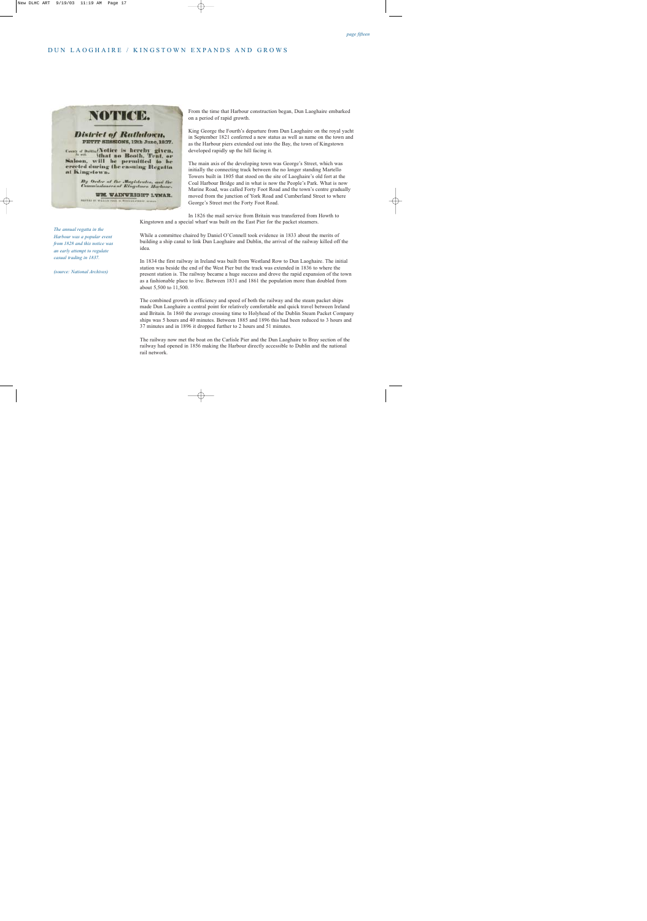## DUN LAOGHAIRE / KINGSTOWN EXPANDS AND GROWS

NOTICE.

District of Rathdown,

PETTY SESSIONS, 12th June, 1837.

County of Dublin, to wit. Notice is hereby given, that no Booth, Tent, or Saloon, will be permitted to be erected during the ensuing Regatta at Kingstown.

By Order of the Magistrates, and the Commissioners of Kingstown Harbour.

WM. WAINWRIGHT LYNAR.

*The annual regatta in the Harbour was a popular event from 1828 and this notice was an early attempt to regulate casual trading in 1837.*

*(source: National Archives)*

From the time that Harbour construction began, Dun Laoghaire embarked on a period of rapid growth.

King George the Fourth's departure from Dun Laoghaire on the royal yacht in September 1821 conferred a new status as well as name on the town and as the Harbour piers extended out into the Bay, the town of Kingstown developed rapidly up the hill facing it.

The main axis of the developing town was George's Street, which was initially the connecting track between the no longer standing Martello Towers built in 1805 that stood on the site of Laoghaire's old fort at the Coal Harbour Bridge and in what is now the People's Park. What is now Marine Road, was called Forty Foot Road and the town's centre gradually moved from the junction of York Road and Cumberland Street to where George's Street met the Forty Foot Road.

In 1826 the mail service from Britain was transferred from Howth to Kingstown and a special wharf was built on the East Pier for the packet steamers.

While a committee chaired by Daniel O'Connell took evidence in 1833 about the merits of building a ship canal to link Dun Laoghaire and Dublin, the arrival of the railway killed off the idea.

In 1834 the first railway in Ireland was built from Westland Row to Dun Laoghaire. The initial station was beside the end of the West Pier but the track was extended in 1836 to where the present station is. The railway became a huge success and drove the rapid expansion of the town as a fashionable place to live. Between 1831 and 1861 the population more than doubled from about 5,500 to 11,500.

The combined growth in efficiency and speed of both the railway and the steam packet ships made Dun Laoghaire a central point for relatively comfortable and quick travel between Ireland and Britain. In 1860 the average crossing time to Holyhead of the Dublin Steam Packet Company ships was 5 hours and 40 minutes. Between 1885 and 1896 this had been reduced to 3 hours and 37 minutes and in 1896 it dropped further to 2 hours and 51 minutes.

The railway now met the boat on the Carlisle Pier and the Dun Laoghaire to Bray section of the railway had opened in 1856 making the Harbour directly accessible to Dublin and the national rail network.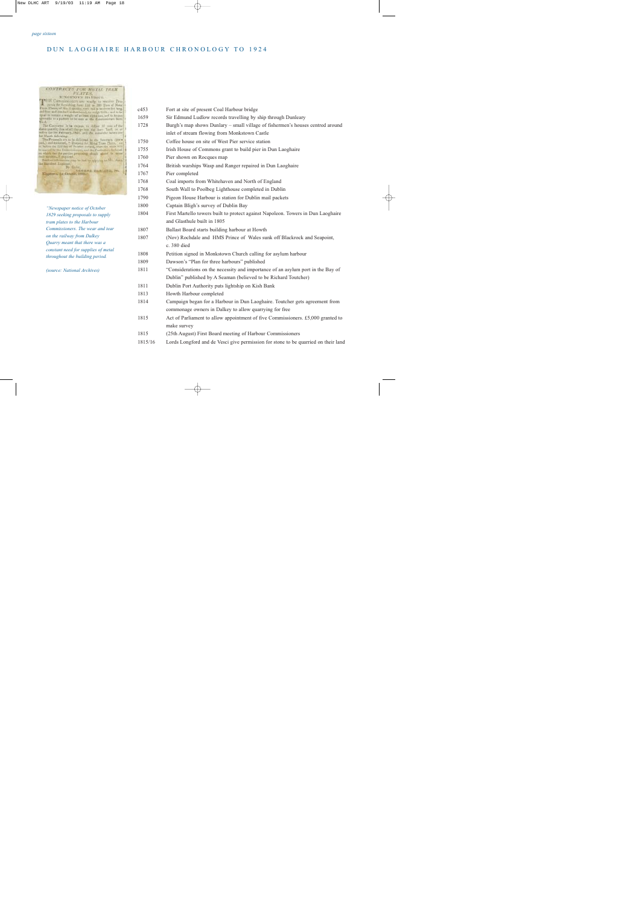## DUN LAOGHAIRE HARBOUR CHRONOLOGY TO 1924

*"Newspaper notice of October 1829 seeking proposals to supply tram plates to the Harbour Commissioners. The wear and tear on the railway from Dalkey Quarry meant that there was a constant need for supplies of metal throughout the building period.*

*(source: National Archives)*

| | |
|---|---|
| c453 | Fort at site of present Coal Harbour bridge |
| 1659 | Sir Edmund Ludlow records travelling by ship through Dunleary |
| 1728 | Burgh's map shows Dunlary – small village of fishermen's houses centred around inlet of stream flowing from Monkstown Castle |
| 1750 | Coffee house on site of West Pier service station |
| 1755 | Irish House of Commons grant to build pier in Dun Laoghaire |
| 1760 | Pier shown on Rocques map |
| 1764 | British warships Wasp and Ranger repaired in Dun Laoghaire |
| 1767 | Pier completed |
| 1768 | Coal imports from Whitehaven and North of England |
| 1768 | South Wall to Poolbeg Lighthouse completed in Dublin |
| 1790 | Pigeon House Harbour is station for Dublin mail packets |
| 1800 | Captain Bligh's survey of Dublin Bay |
| 1804 | First Martello towers built to protect against Napoleon. Towers in Dun Laoghaire and Glasthule built in 1805 |
| 1807 | Ballast Board starts building harbour at Howth |
| 1807 | (Nov) Rochdale and HMS Prince of Wales sunk off Blackrock and Seapoint, c. 380 died |
| 1808 | Petition signed in Monkstown Church calling for asylum harbour |
| 1809 | Dawson's "Plan for three harbours" published |
| 1811 | "Considerations on the necessity and importance of an asylum port in the Bay of Dublin" published by A Seaman (believed to be Richard Toutcher) |
| 1811 | Dublin Port Authority puts lightship on Kish Bank |
| 1813 | Howth Harbour completed |
| 1814 | Campaign began for a Harbour in Dun Laoghaire. Toutcher gets agreement from commonage owners in Dalkey to allow quarrying for free |
| 1815 | Act of Parliament to allow appointment of five Commissioners. £5,000 granted to make survey |
| 1815 | (25th August) First Board meeting of Harbour Commissioners |
| 1815/16 | Lords Longford and de Vesci give permission for stone to be quarried on their land |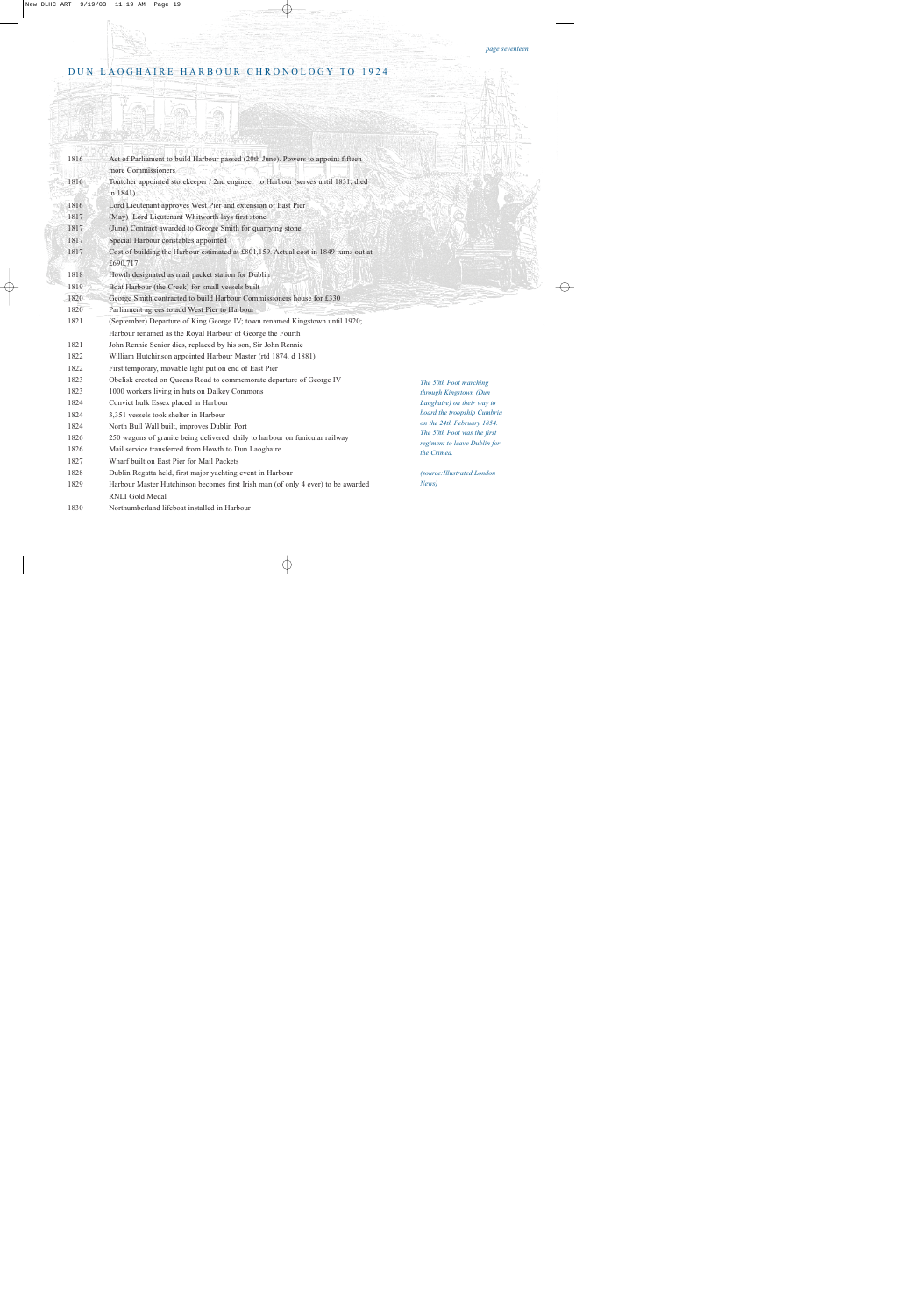## DUN LAOGHAIRE HARBOUR CHRONOLOGY TO 1924

| | |
|---|---|
| 1816 | Act of Parliament to build Harbour passed (20th June). Powers to appoint fifteen more Commissioners |
| 1816 | Toutcher appointed storekeeper / 2nd engineer to Harbour (serves until 1831, died in 1841) |
| 1816 | Lord Lieutenant approves West Pier and extension of East Pier |
| 1817 | (May) Lord Lieutenant Whitworth lays first stone |
| 1817 | (June) Contract awarded to George Smith for quarrying stone |
| 1817 | Special Harbour constables appointed |
| 1817 | Cost of building the Harbour estimated at £801,159. Actual cost in 1849 turns out at £690,717 |
| 1818 | Howth designated as mail packet station for Dublin |
| 1819 | Boat Harbour (the Creek) for small vessels built |
| 1820 | George Smith contracted to build Harbour Commissioners house for £330 |
| 1820 | Parliament agrees to add West Pier to Harbour |
| 1821 | (September) Departure of King George IV; town renamed Kingstown until 1920; Harbour renamed as the Royal Harbour of George the Fourth |
| 1821 | John Rennie Senior dies, replaced by his son, Sir John Rennie |
| 1822 | William Hutchinson appointed Harbour Master (rtd 1874, d 1881) |
| 1822 | First temporary, movable light put on end of East Pier |
| 1823 | Obelisk erected on Queens Road to commemorate departure of George IV |
| 1823 | 1000 workers living in huts on Dalkey Commons |
| 1824 | Convict hulk Essex placed in Harbour |
| 1824 | 3,351 vessels took shelter in Harbour |
| 1824 | North Bull Wall built, improves Dublin Port |
| 1826 | 250 wagons of granite being delivered daily to harbour on funicular railway |
| 1826 | Mail service transferred from Howth to Dun Laoghaire |
| 1827 | Wharf built on East Pier for Mail Packets |
| 1828 | Dublin Regatta held, first major yachting event in Harbour |
| 1829 | Harbour Master Hutchinson becomes first Irish man (of only 4 ever) to be awarded RNLI Gold Medal |
| 1830 | Northumberland lifeboat installed in Harbour |

*The 50th Foot marching through Kingstown (Dun Laoghaire) on their way to board the troopship Cumbria on the 24th February 1854. The 50th Foot was the first regiment to leave Dublin for the Crimea.*

*(source:Illustrated London News)*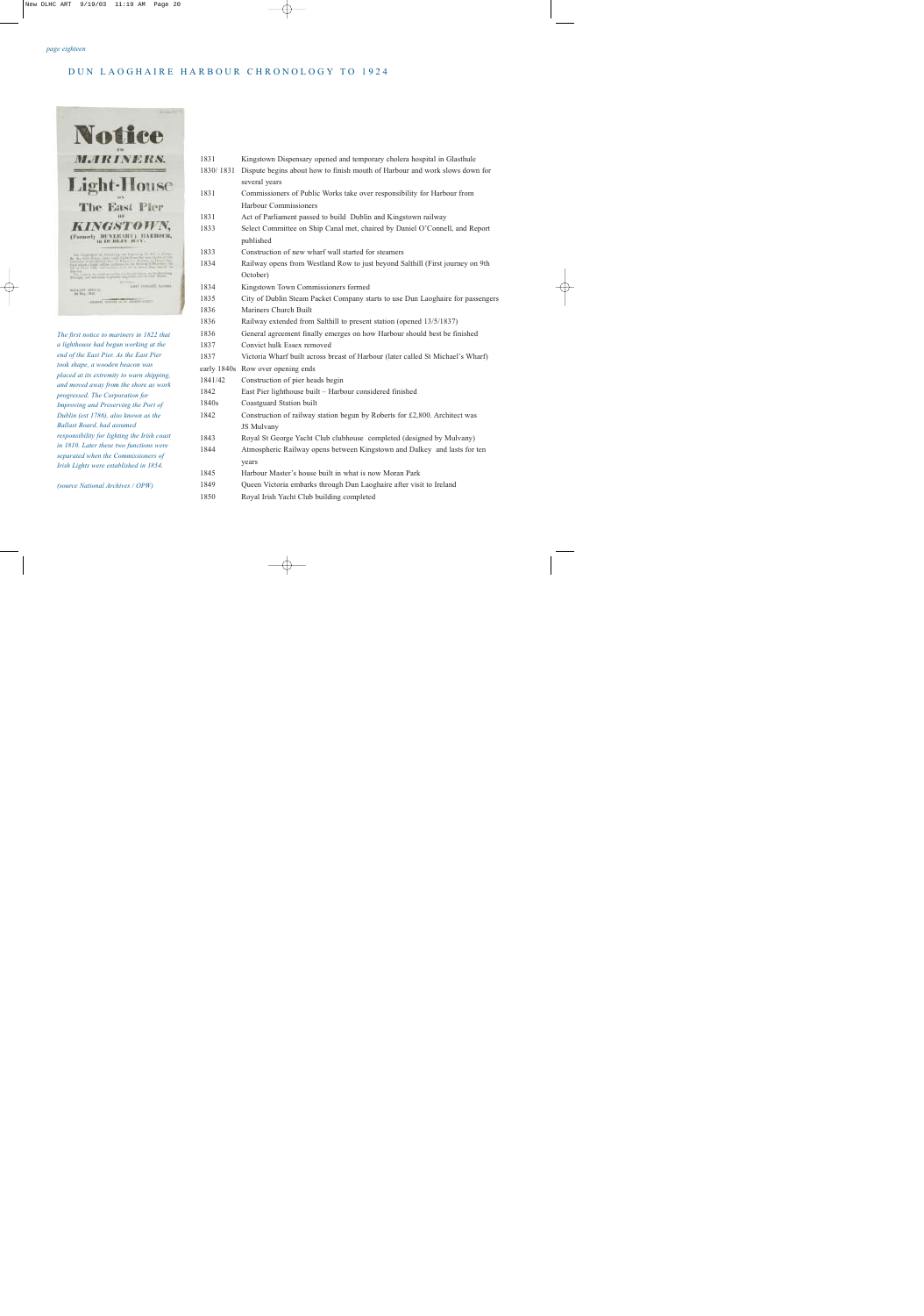## DUN LAOGHAIRE HARBOUR CHRONOLOGY TO 1924

Notice

TO

MARINERS.

Light-House

ON

The East Pier

OF

KINGSTOWN,

(Formerly DUNLEARY) HARBOUR, in DUBLIN BAY.

*The first notice to mariners in 1822 that a lighthouse had begun working at the end of the East Pier. As the East Pier took shape, a wooden beacon was placed at its extremity to warn shipping, and moved away from the shore as work progressed. The Corporation for Improving and Preserving the Port of Dublin (est 1786), also known as the Ballast Board, had assumed responsibility for lighting the Irish coast in 1810. Later these two functions were separated when the Commissioners of Irish Lights were established in 1854.*

*(source National Archives / OPW)*

| | |
|---|---|
| 1831 | Kingstown Dispensary opened and temporary cholera hospital in Glasthule |
| 1830/ 1831 | Dispute begins about how to finish mouth of Harbour and work slows down for several years |
| 1831 | Commissioners of Public Works take over responsibility for Harbour from Harbour Commissioners |
| 1831 | Act of Parliament passed to build Dublin and Kingstown railway |
| 1833 | Select Committee on Ship Canal met, chaired by Daniel O'Connell, and Report published |
| 1833 | Construction of new wharf wall started for steamers |
| 1834 | Railway opens from Westland Row to just beyond Salthill (First journey on 9th October) |
| 1834 | Kingstown Town Commissioners formed |
| 1835 | City of Dublin Steam Packet Company starts to use Dun Laoghaire for passengers |
| 1836 | Mariners Church Built |
| 1836 | Railway extended from Salthill to present station (opened 13/5/1837) |
| 1836 | General agreement finally emerges on how Harbour should best be finished |
| 1837 | Convict hulk Essex removed |
| 1837 | Victoria Wharf built across breast of Harbour (later called St Michael's Wharf) |
| early 1840s | Row over opening ends |
| 1841/42 | Construction of pier heads begin |
| 1842 | East Pier lighthouse built – Harbour considered finished |
| 1840s | Coastguard Station built |
| 1842 | Construction of railway station begun by Roberts for £2,800. Architect was JS Mulvany |
| 1843 | Royal St George Yacht Club clubhouse completed (designed by Mulvany) |
| 1844 | Atmospheric Railway opens between Kingstown and Dalkey and lasts for ten years |
| 1845 | Harbour Master's house built in what is now Moran Park |
| 1849 | Queen Victoria embarks through Dun Laoghaire after visit to Ireland |
| 1850 | Royal Irish Yacht Club building completed |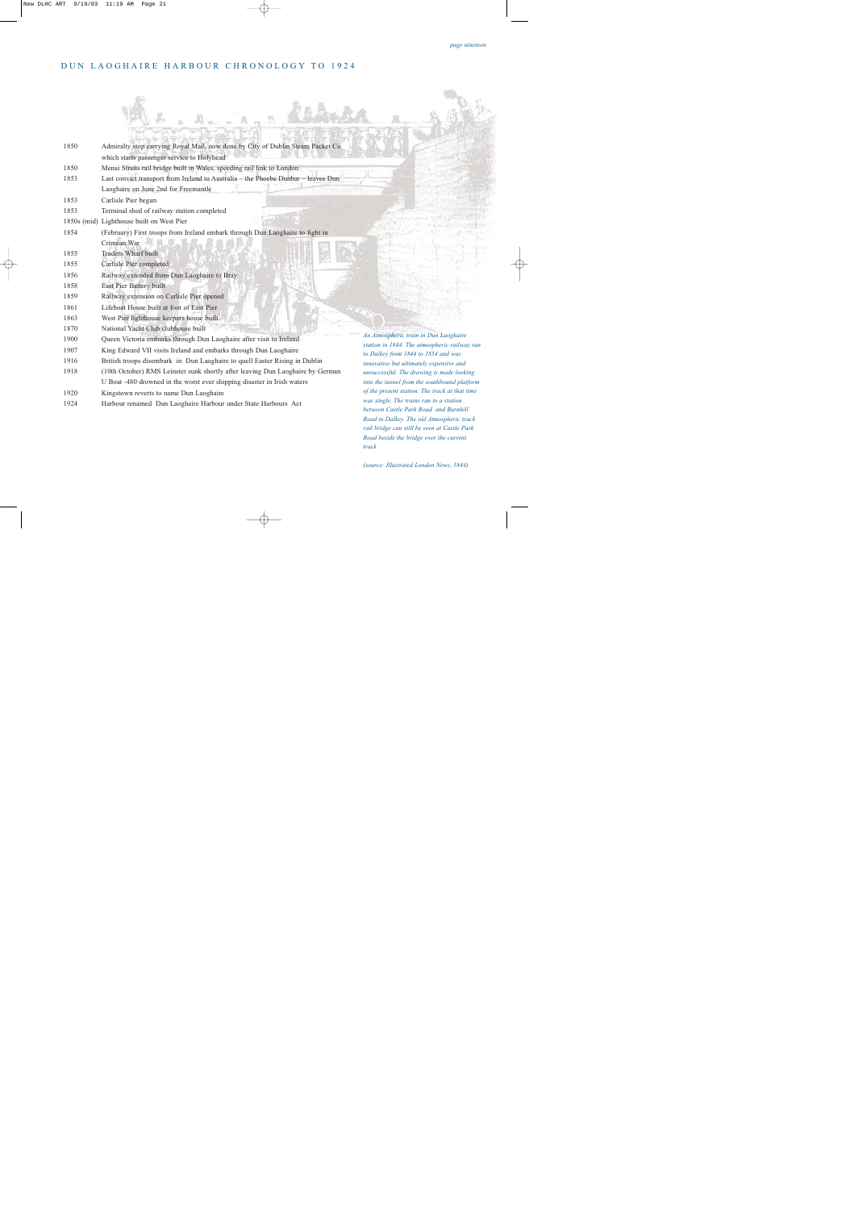## DUN LAOGHAIRE HARBOUR CHRONOLOGY TO 1924

| | |
|---|---|
| 1850 | Admiralty stop carrying Royal Mail, now done by City of Dublin Steam Packet Co which starts passenger service to Holyhead |
| 1850 | Menai Straits rail bridge built in Wales, speeding rail link to London |
| 1853 | Last convict transport from Ireland to Australia – the Phoebe Dunbar – leaves Dun Laoghaire on June 2nd for Freemantle |
| 1853 | Carlisle Pier begun |
| 1853 | Terminal shed of railway station completed |
| 1850s (mid) | Lighthouse built on West Pier |
| 1854 | (February) First troops from Ireland embark through Dun Laoghaire to fight in Crimean War |
| 1855 | Traders Wharf built |
| 1855 | Carlisle Pier completed |
| 1856 | Railway extended from Dun Laoghaire to Bray |
| 1858 | East Pier Battery built |
| 1859 | Railway extension on Carlisle Pier opened |
| 1861 | Lifeboat House built at foot of East Pier |
| 1863 | West Pier lighthouse keepers house built |
| 1870 | National Yacht Club clubhouse built |
| 1900 | Queen Victoria embarks through Dun Laoghaire after visit to Ireland |
| 1907 | King Edward VII visits Ireland and embarks through Dun Laoghaire |
| 1916 | British troops disembark in Dun Laoghaire to quell Easter Rising in Dublin |
| 1918 | (10th October) RMS Leinster sunk shortly after leaving Dun Laoghaire by German U Boat -480 drowned in the worst ever shipping disaster in Irish waters |
| 1920 | Kingstown reverts to name Dun Laoghaire |
| 1924 | Harbour renamed Dun Laoghaire Harbour under State Harbours Act |

*An Atmospheric train in Dun Laoghaire station in 1844. The atmospheric railway ran to Dalkey from 1844 to 1854 and was innovative but ultimately expensive and unsuccessful. The drawing is made looking into the tunnel from the southbound platform of the present station. The track at that time was single. The trains ran to a station between Castle Park Road and Barnhill Road in Dalkey. The old Atmospheric track rail bridge can still be seen at Castle Park Road beside the bridge over the current track*

*(source: Illustrated London News, 1844)*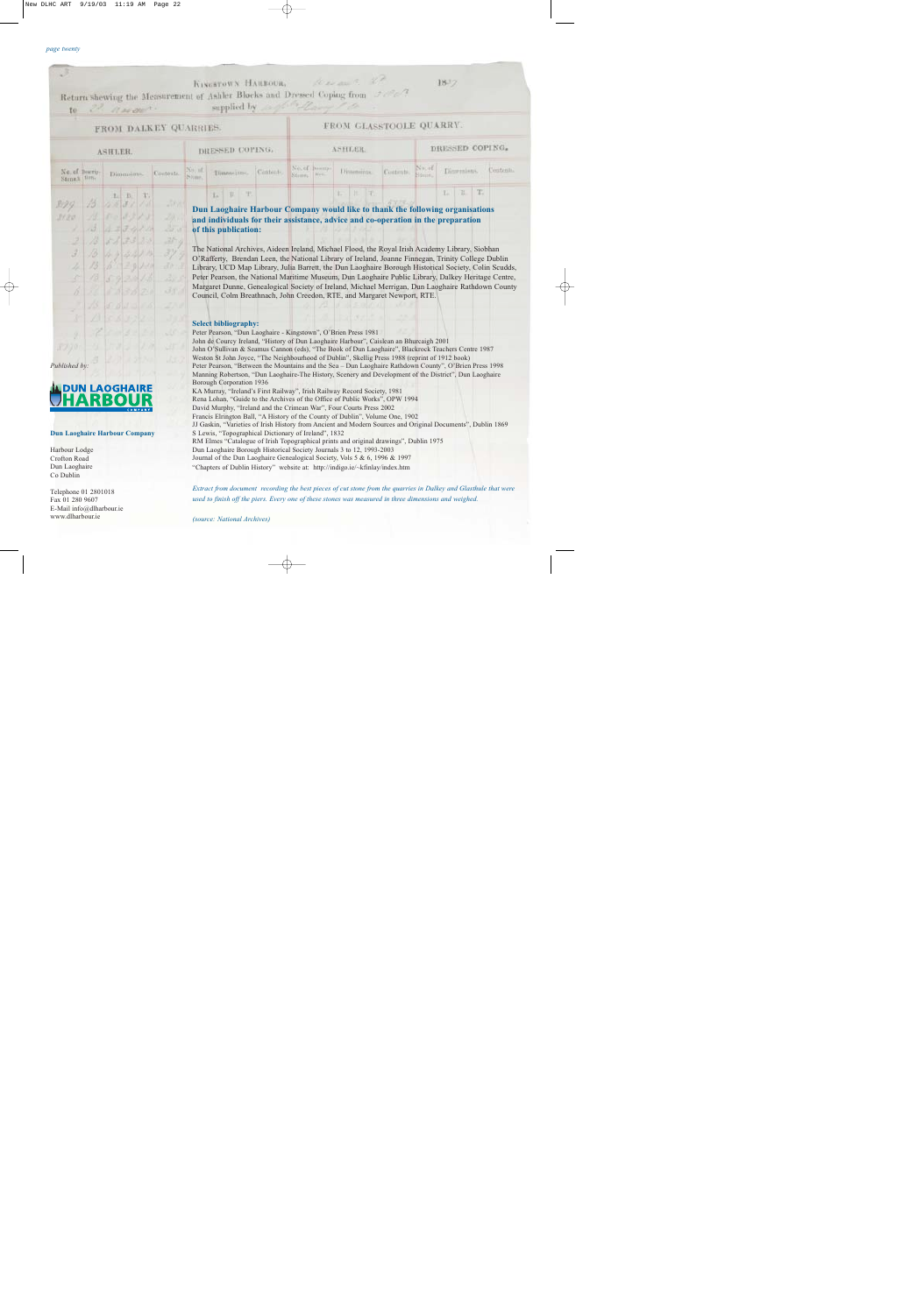**Dun Laoghaire Harbour Company would like to thank the following organisations and individuals for their assistance, advice and co-operation in the preparation of this publication:**

The National Archives, Aideen Ireland, Michael Flood, the Royal Irish Academy Library, Siobhan O'Rafferty, Brendan Leen, the National Library of Ireland, Joanne Finnegan, Trinity College Dublin Library, UCD Map Library, Julia Barrett, the Dun Laoghaire Borough Historical Society, Colin Scudds, Peter Pearson, the National Maritime Museum, Dun Laoghaire Public Library, Dalkey Heritage Centre, Margaret Dunne, Genealogical Society of Ireland, Michael Merrigan, Dun Laoghaire Rathdown County Council, Colm Breathnach, John Creedon, RTE, and Margaret Newport, RTE.

**Select bibliography:**

Peter Pearson, "Dun Laoghaire - Kingstown", O'Brien Press 1981
John de Courcy Ireland, "History of Dun Laoghaire Harbour", Caislean an Bhurcaigh 2001
John O'Sullivan & Seamus Cannon (eds), "The Book of Dun Laoghaire", Blackrock Teachers Centre 1987
Weston St John Joyce, "The Neighbourhood of Dublin", Skellig Press 1988 (reprint of 1912 book)
Peter Pearson, "Between the Mountains and the Sea – Dun Laoghaire Rathdown County", O'Brien Press 1998
Manning Robertson, "Dun Laoghaire-The History, Scenery and Development of the District", Dun Laoghaire Borough Corporation 1936
KA Murray, "Ireland's First Railway", Irish Railway Record Society, 1981
Rena Lohan, "Guide to the Archives of the Office of Public Works", OPW 1994
David Murphy, "Ireland and the Crimean War", Four Courts Press 2002
Francis Elrington Ball, "A History of the County of Dublin", Volume One, 1902
JJ Gaskin, "Varieties of Irish History from Ancient and Modern Sources and Original Documents", Dublin 1869
S Lewis, "Topographical Dictionary of Ireland", 1832
RM Elmes "Catalogue of Irish Topographical prints and original drawings", Dublin 1975
Dun Laoghaire Borough Historical Society Journals 3 to 12, 1993-2003
Journal of the Dun Laoghaire Genealogical Society, Vols 5 & 6, 1996 & 1997
"Chapters of Dublin History" website at: http://indigo.ie/~kfinlay/index.htm

*Extract from document recording the best pieces of cut stone from the quarries in Dalkey and Glasthule that were used to finish off the piers. Every one of these stones was measured in three dimensions and weighed.*

*(source: National Archives)*

*Published by:*

**DUN LAOGHAIRE HARBOUR COMPANY**

**Dun Laoghaire Harbour Company**

Harbour Lodge
Crofton Road
Dun Laoghaire
Co Dublin

Telephone 01 2801018
Fax 01 280 9607
E-Mail info@dlharbour.ie
www.dlharbour.ie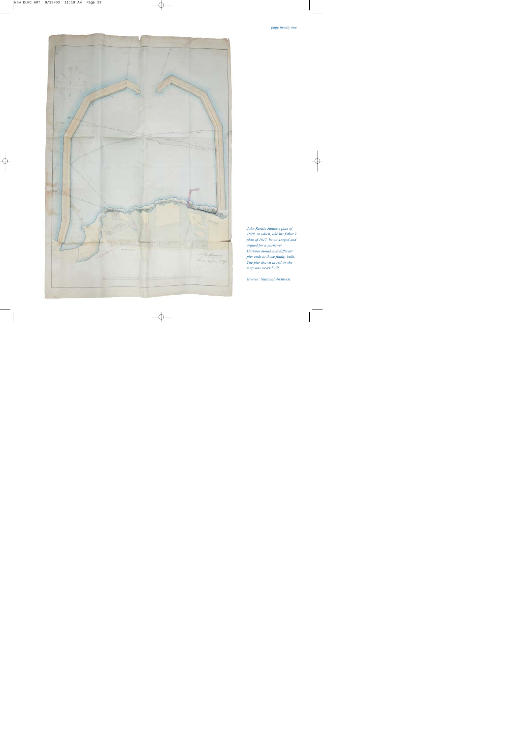*John Rennie Junior's plan of 1829, in which, like his father's plan of 1817, he envisaged and argued for a narrower Harbour mouth and different pier ends to those finally built. The pier drawn in red on the map was never built.*

*(source: National Archives)*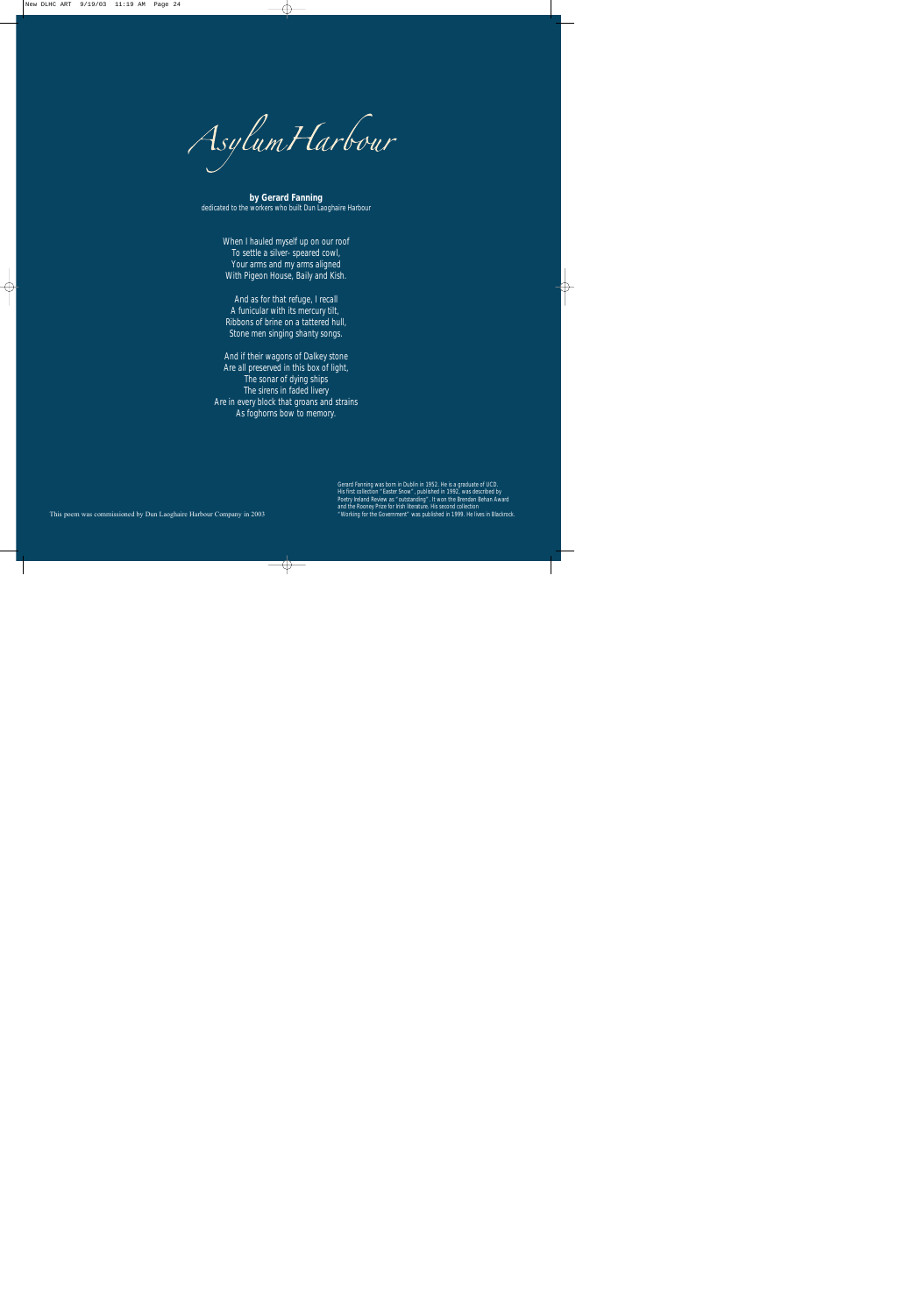# Asylum Harbour

**by Gerard Fanning**
dedicated to the workers who built Dun Laoghaire Harbour

When I hauled myself up on our roof
To settle a silver- speared cowl,
Your arms and my arms aligned
With Pigeon House, Baily and Kish.

And as for that refuge, I recall
A funicular with its mercury tilt,
Ribbons of brine on a tattered hull,
Stone men singing shanty songs.

And if their wagons of Dalkey stone
Are all preserved in this box of light,
The sonar of dying ships
The sirens in faded livery
Are in every block that groans and strains
As foghorns bow to memory.

This poem was commissioned by Dun Laoghaire Harbour Company in 2003

Gerard Fanning was born in Dublin in 1952. He is a graduate of UCD. His first collection "Easter Snow", published in 1992, was described by Poetry Ireland Review as "outstanding". It won the Brendan Behan Award and the Rooney Prize for Irish literature. His second collection "Working for the Government" was published in 1999. He lives in Blackrock.